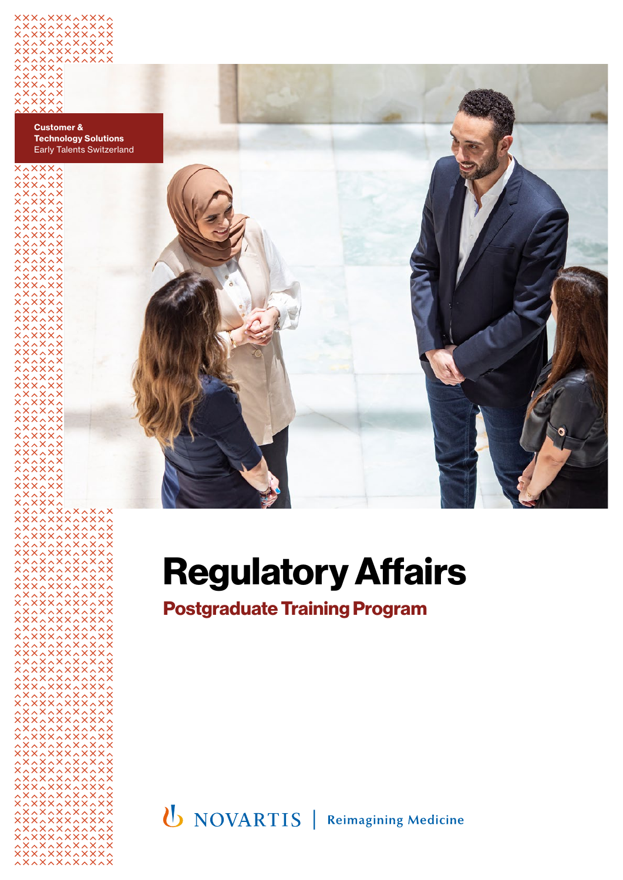**Customer & Technology Solutions**
Early Talents Switzerland

# Regulatory Affairs

## Postgraduate Training Program

NOVARTIS | Reimagining Medicine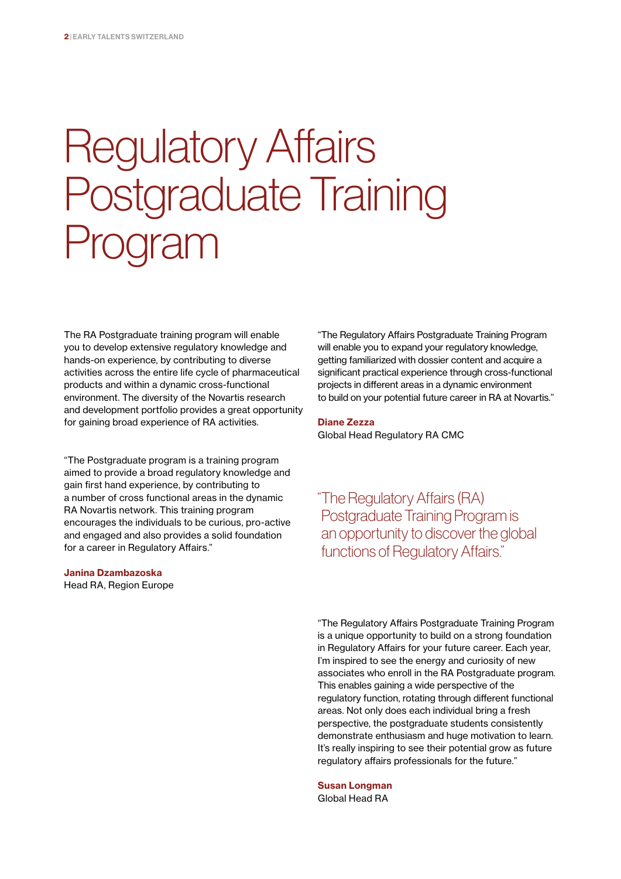# Regulatory Affairs Postgraduate Training Program

The RA Postgraduate training program will enable you to develop extensive regulatory knowledge and hands-on experience, by contributing to diverse activities across the entire life cycle of pharmaceutical products and within a dynamic cross-functional environment. The diversity of the Novartis research and development portfolio provides a great opportunity for gaining broad experience of RA activities.

"The Postgraduate program is a training program aimed to provide a broad regulatory knowledge and gain first hand experience, by contributing to a number of cross functional areas in the dynamic RA Novartis network. This training program encourages the individuals to be curious, pro-active and engaged and also provides a solid foundation for a career in Regulatory Affairs."

**Janina Dzambazoska**
Head RA, Region Europe

"The Regulatory Affairs Postgraduate Training Program will enable you to expand your regulatory knowledge, getting familiarized with dossier content and acquire a significant practical experience through cross-functional projects in different areas in a dynamic environment to build on your potential future career in RA at Novartis."

**Diane Zezza**
Global Head Regulatory RA CMC

"The Regulatory Affairs (RA) Postgraduate Training Program is an opportunity to discover the global functions of Regulatory Affairs."

"The Regulatory Affairs Postgraduate Training Program is a unique opportunity to build on a strong foundation in Regulatory Affairs for your future career. Each year, I'm inspired to see the energy and curiosity of new associates who enroll in the RA Postgraduate program. This enables gaining a wide perspective of the regulatory function, rotating through different functional areas. Not only does each individual bring a fresh perspective, the postgraduate students consistently demonstrate enthusiasm and huge motivation to learn. It's really inspiring to see their potential grow as future regulatory affairs professionals for the future."

**Susan Longman**
Global Head RA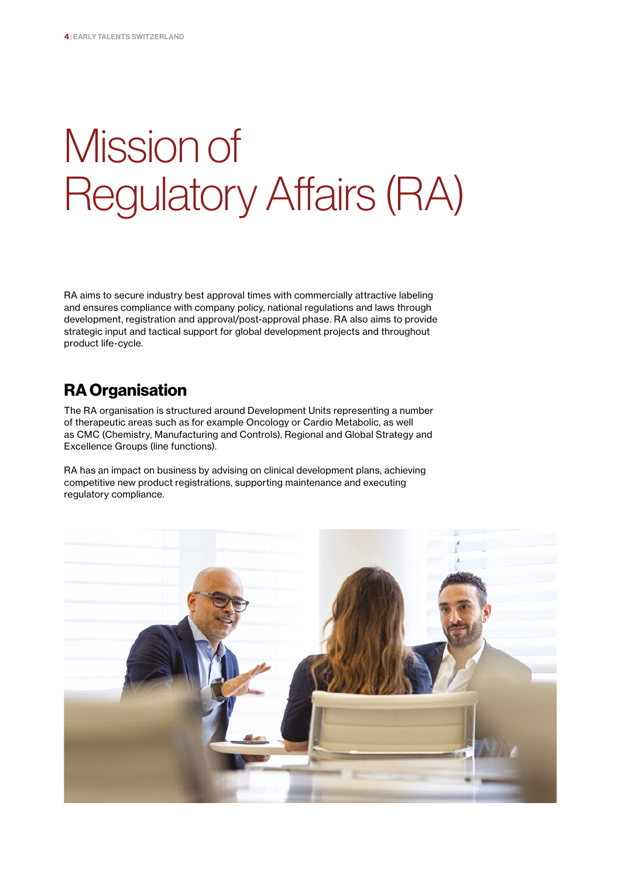# Mission of Regulatory Affairs (RA)

RA aims to secure industry best approval times with commercially attractive labeling and ensures compliance with company policy, national regulations and laws through development, registration and approval/post-approval phase. RA also aims to provide strategic input and tactical support for global development projects and throughout product life-cycle.

## RA Organisation

The RA organisation is structured around Development Units representing a number of therapeutic areas such as for example Oncology or Cardio Metabolic, as well as CMC (Chemistry, Manufacturing and Controls), Regional and Global Strategy and Excellence Groups (line functions).

RA has an impact on business by advising on clinical development plans, achieving competitive new product registrations, supporting maintenance and executing regulatory compliance.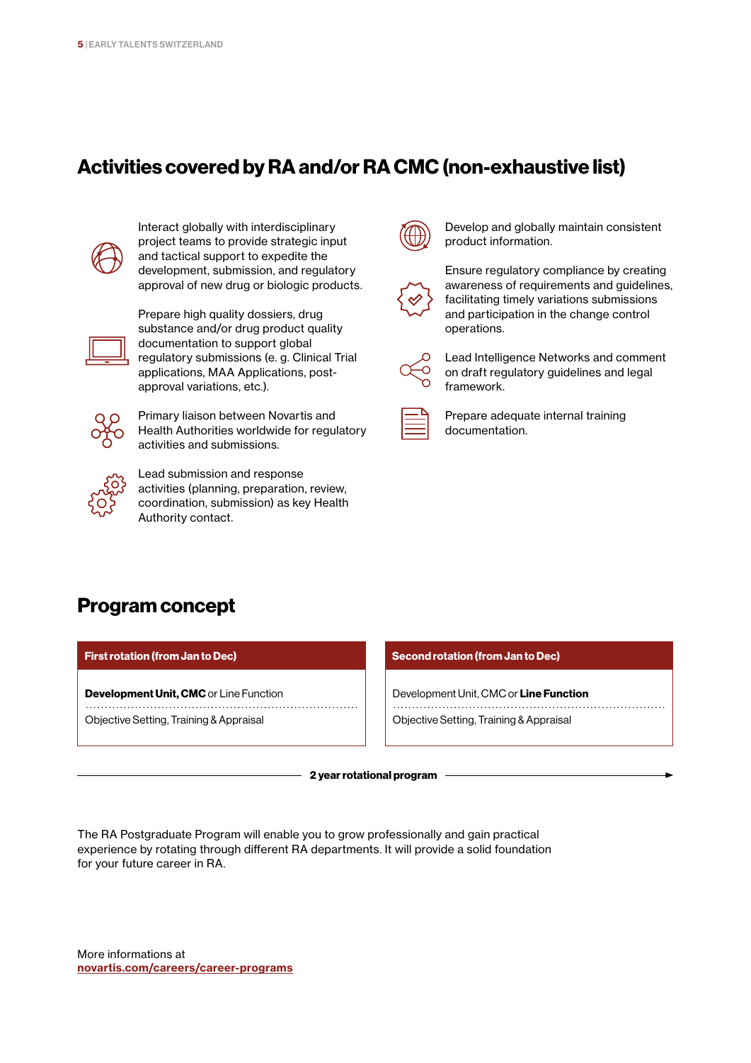## Activities covered by RA and/or RA CMC (non-exhaustive list)

- Interact globally with interdisciplinary project teams to provide strategic input and tactical support to expedite the development, submission, and regulatory approval of new drug or biologic products.
- Prepare high quality dossiers, drug substance and/or drug product quality documentation to support global regulatory submissions (e. g. Clinical Trial applications, MAA Applications, post-approval variations, etc.).
- Primary liaison between Novartis and Health Authorities worldwide for regulatory activities and submissions.
- Lead submission and response activities (planning, preparation, review, coordination, submission) as key Health Authority contact.
- Develop and globally maintain consistent product information.
- Ensure regulatory compliance by creating awareness of requirements and guidelines, facilitating timely variations submissions and participation in the change control operations.
- Lead Intelligence Networks and comment on draft regulatory guidelines and legal framework.
- Prepare adequate internal training documentation.

## Program concept

| First rotation (from Jan to Dec) | Second rotation (from Jan to Dec) |
| --- | --- |
| **Development Unit, CMC** or Line Function | Development Unit, CMC or **Line Function** |
| Objective Setting, Training & Appraisal | Objective Setting, Training & Appraisal |

**2 year rotational program**

The RA Postgraduate Program will enable you to grow professionally and gain practical experience by rotating through different RA departments. It will provide a solid foundation for your future career in RA.

More informations at
**novartis.com/careers/career-programs**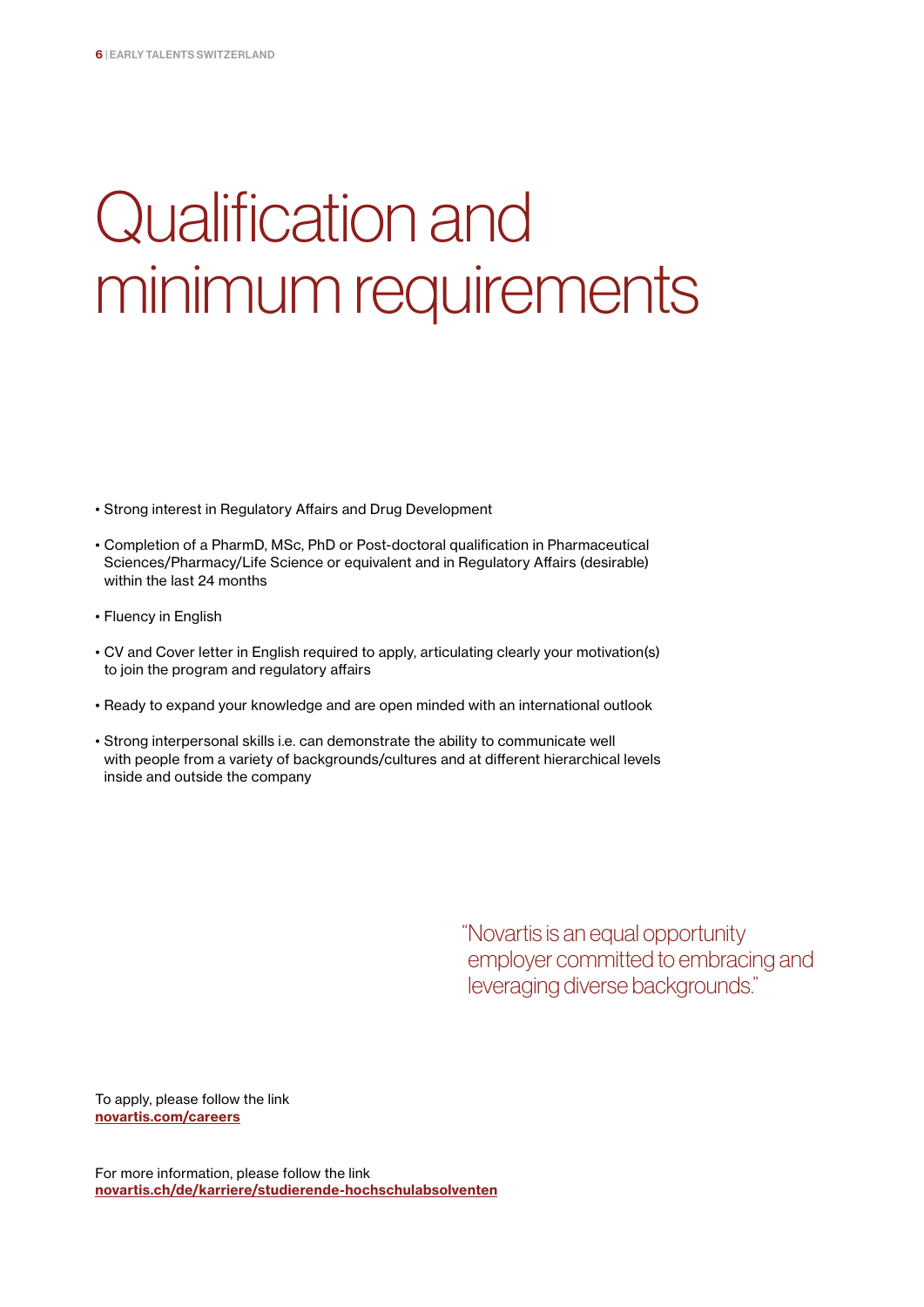# Qualification and minimum requirements

- Strong interest in Regulatory Affairs and Drug Development
- Completion of a PharmD, MSc, PhD or Post-doctoral qualification in Pharmaceutical Sciences/Pharmacy/Life Science or equivalent and in Regulatory Affairs (desirable) within the last 24 months
- Fluency in English
- CV and Cover letter in English required to apply, articulating clearly your motivation(s) to join the program and regulatory affairs
- Ready to expand your knowledge and are open minded with an international outlook
- Strong interpersonal skills i.e. can demonstrate the ability to communicate well with people from a variety of backgrounds/cultures and at different hierarchical levels inside and outside the company

"Novartis is an equal opportunity employer committed to embracing and leveraging diverse backgrounds."

To apply, please follow the link
**novartis.com/careers**

For more information, please follow the link
**novartis.ch/de/karriere/studierende-hochschulabsolventen**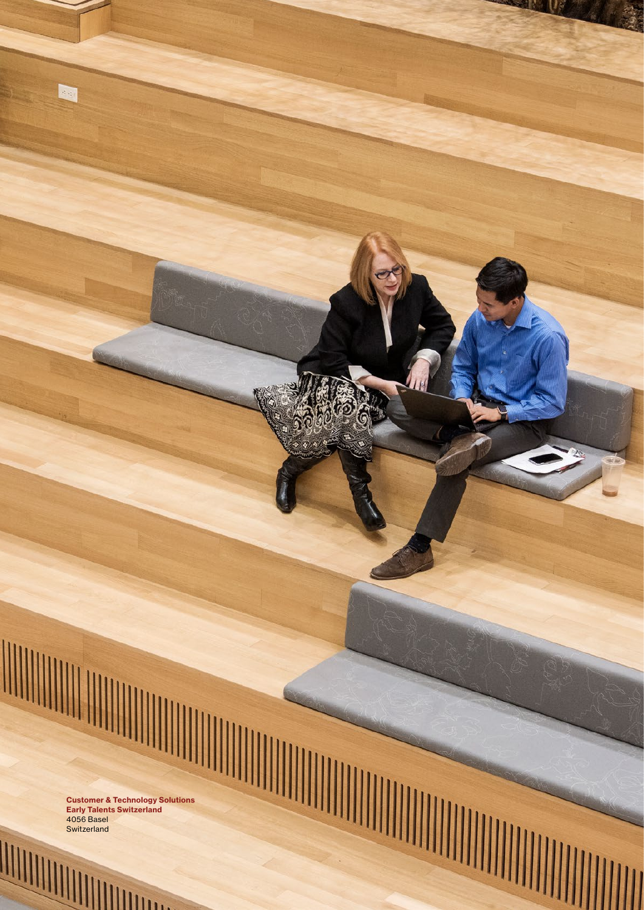**Customer & Technology Solutions**
**Early Talents Switzerland**
4056 Basel
Switzerland